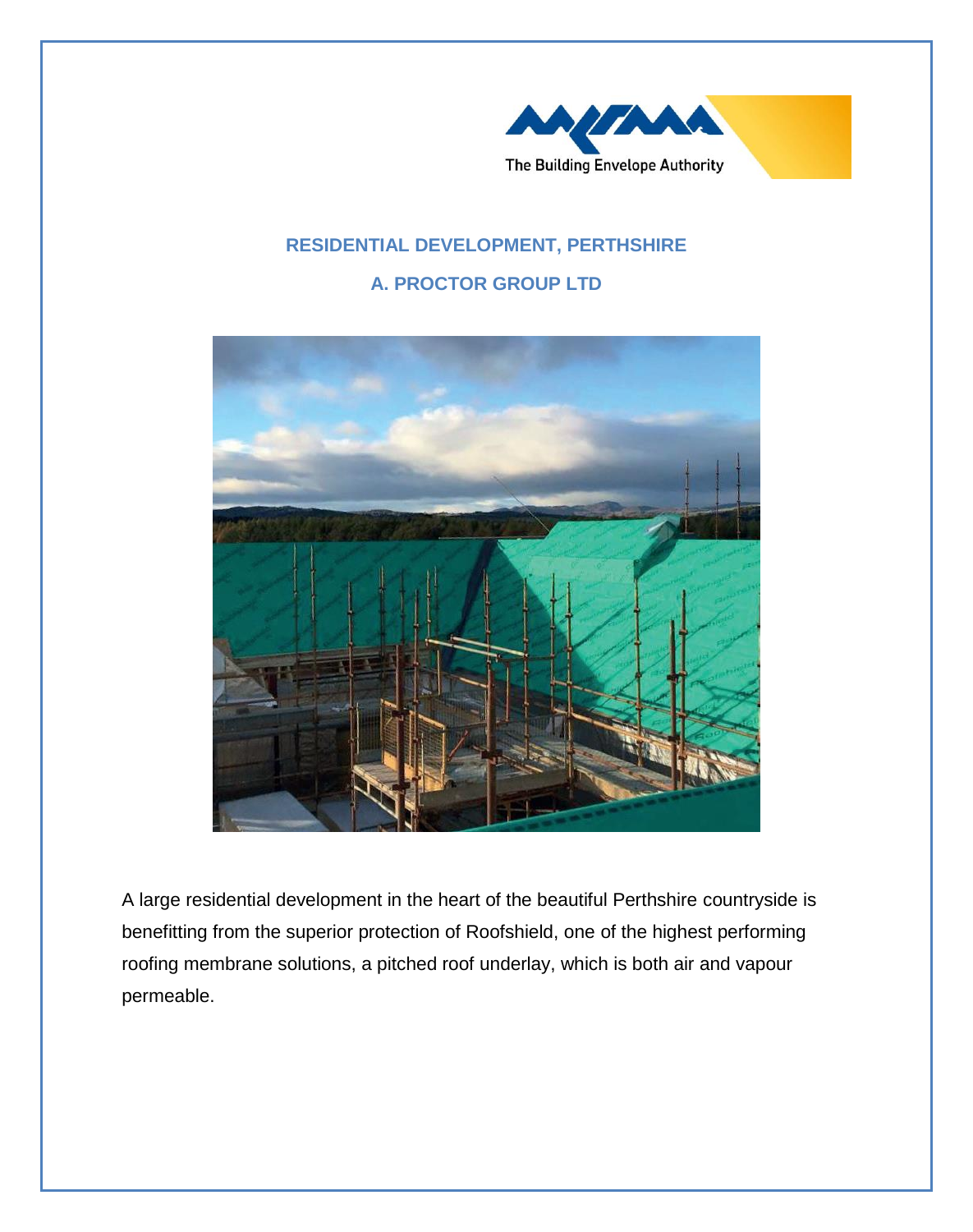The Building Envelope Authority

## RESIDENTIAL DEVELOPMENT, PERTHSHIRE

## A. PROCTOR GROUP LTD

A large residential development in the heart of the beautiful Perthshire countryside is benefitting from the superior protection of Roofshield, one of the highest performing roofing membrane solutions, a pitched roof underlay, which is both air and vapour permeable.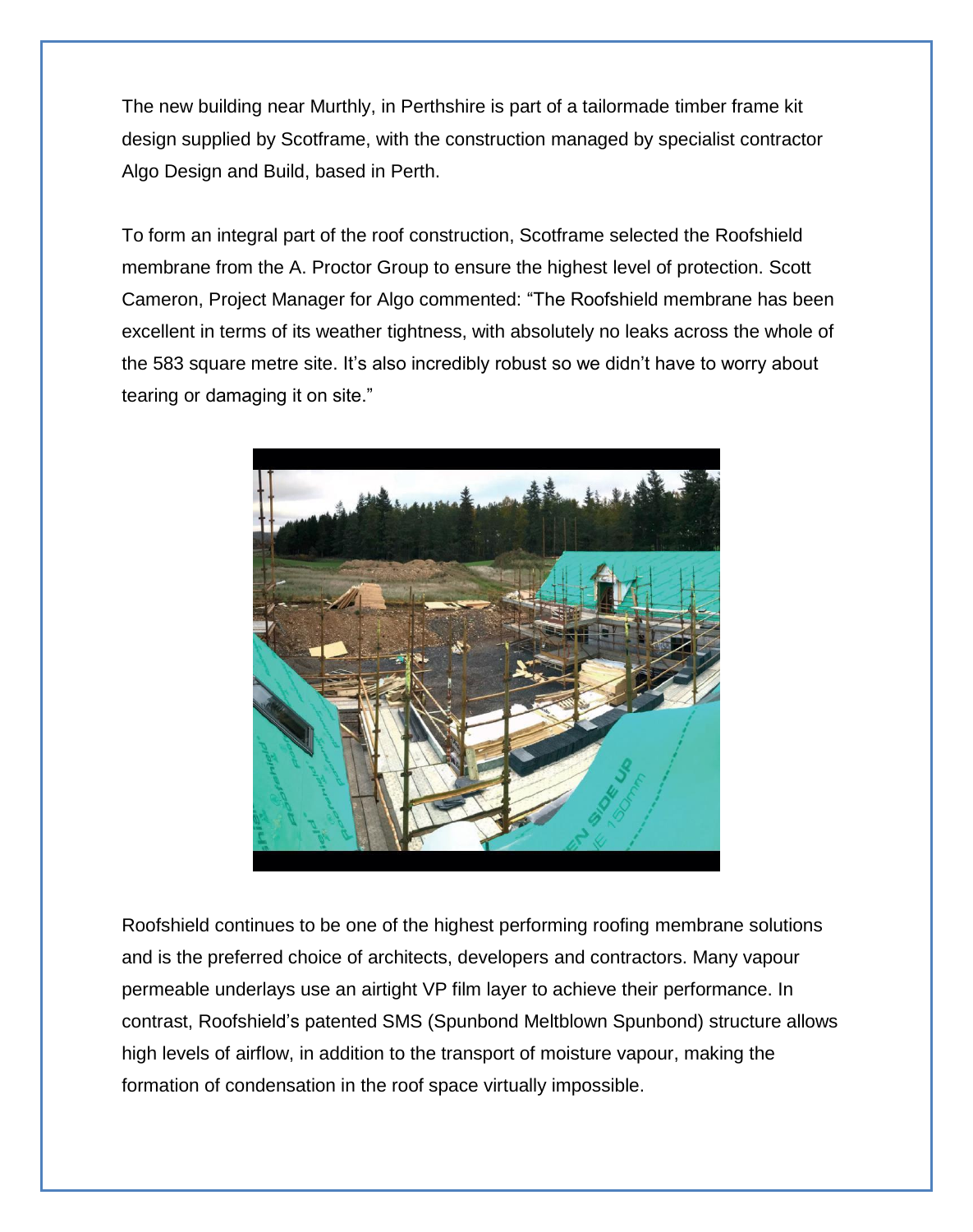The new building near Murthly, in Perthshire is part of a tailormade timber frame kit design supplied by Scotframe, with the construction managed by specialist contractor Algo Design and Build, based in Perth.

To form an integral part of the roof construction, Scotframe selected the Roofshield membrane from the A. Proctor Group to ensure the highest level of protection. Scott Cameron, Project Manager for Algo commented: "The Roofshield membrane has been excellent in terms of its weather tightness, with absolutely no leaks across the whole of the 583 square metre site. It's also incredibly robust so we didn't have to worry about tearing or damaging it on site."

Roofshield continues to be one of the highest performing roofing membrane solutions and is the preferred choice of architects, developers and contractors. Many vapour permeable underlays use an airtight VP film layer to achieve their performance. In contrast, Roofshield's patented SMS (Spunbond Meltblown Spunbond) structure allows high levels of airflow, in addition to the transport of moisture vapour, making the formation of condensation in the roof space virtually impossible.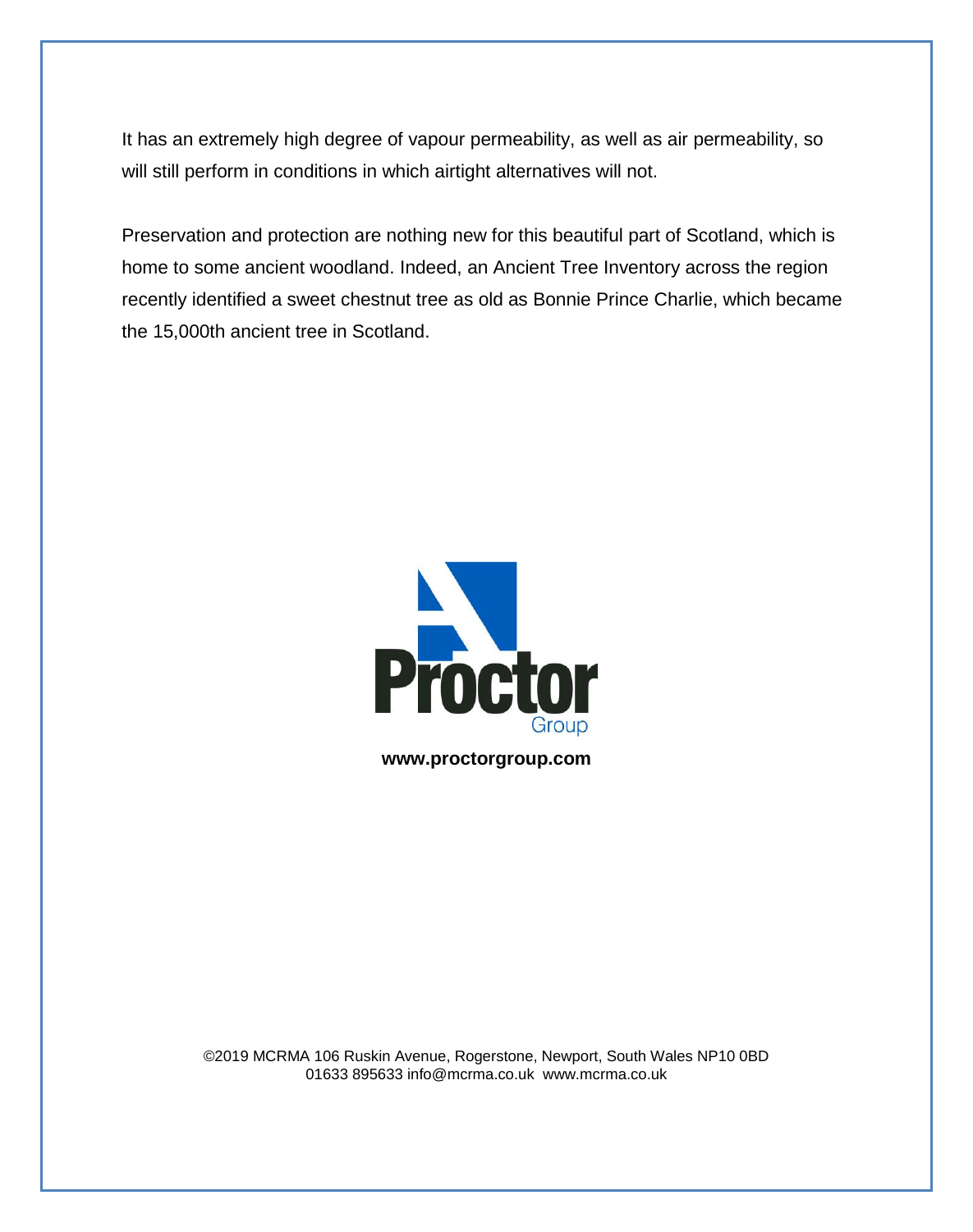It has an extremely high degree of vapour permeability, as well as air permeability, so will still perform in conditions in which airtight alternatives will not.

Preservation and protection are nothing new for this beautiful part of Scotland, which is home to some ancient woodland. Indeed, an Ancient Tree Inventory across the region recently identified a sweet chestnut tree as old as Bonnie Prince Charlie, which became the 15,000th ancient tree in Scotland.

Proctor Group

**www.proctorgroup.com**

©2019 MCRMA 106 Ruskin Avenue, Rogerstone, Newport, South Wales NP10 0BD
01633 895633 info@mcrma.co.uk www.mcrma.co.uk